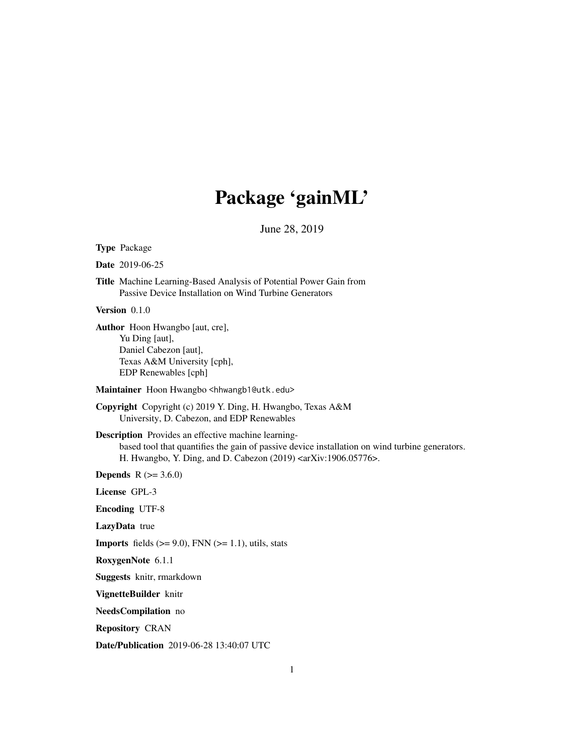# Package 'gainML'

June 28, 2019

**Type** Package

**Date** 2019-06-25

**Title** Machine Learning-Based Analysis of Potential Power Gain from Passive Device Installation on Wind Turbine Generators

**Version** 0.1.0

**Author** Hoon Hwangbo [aut, cre],
Yu Ding [aut],
Daniel Cabezon [aut],
Texas A&M University [cph],
EDP Renewables [cph]

**Maintainer** Hoon Hwangbo <hhwangb1@utk.edu>

**Copyright** Copyright (c) 2019 Y. Ding, H. Hwangbo, Texas A&M University, D. Cabezon, and EDP Renewables

**Description** Provides an effective machine learning-based tool that quantifies the gain of passive device installation on wind turbine generators. H. Hwangbo, Y. Ding, and D. Cabezon (2019) <arXiv:1906.05776>.

**Depends** R (>= 3.6.0)

**License** GPL-3

**Encoding** UTF-8

**LazyData** true

**Imports** fields (>= 9.0), FNN (>= 1.1), utils, stats

**RoxygenNote** 6.1.1

**Suggests** knitr, rmarkdown

**VignetteBuilder** knitr

**NeedsCompilation** no

**Repository** CRAN

**Date/Publication** 2019-06-28 13:40:07 UTC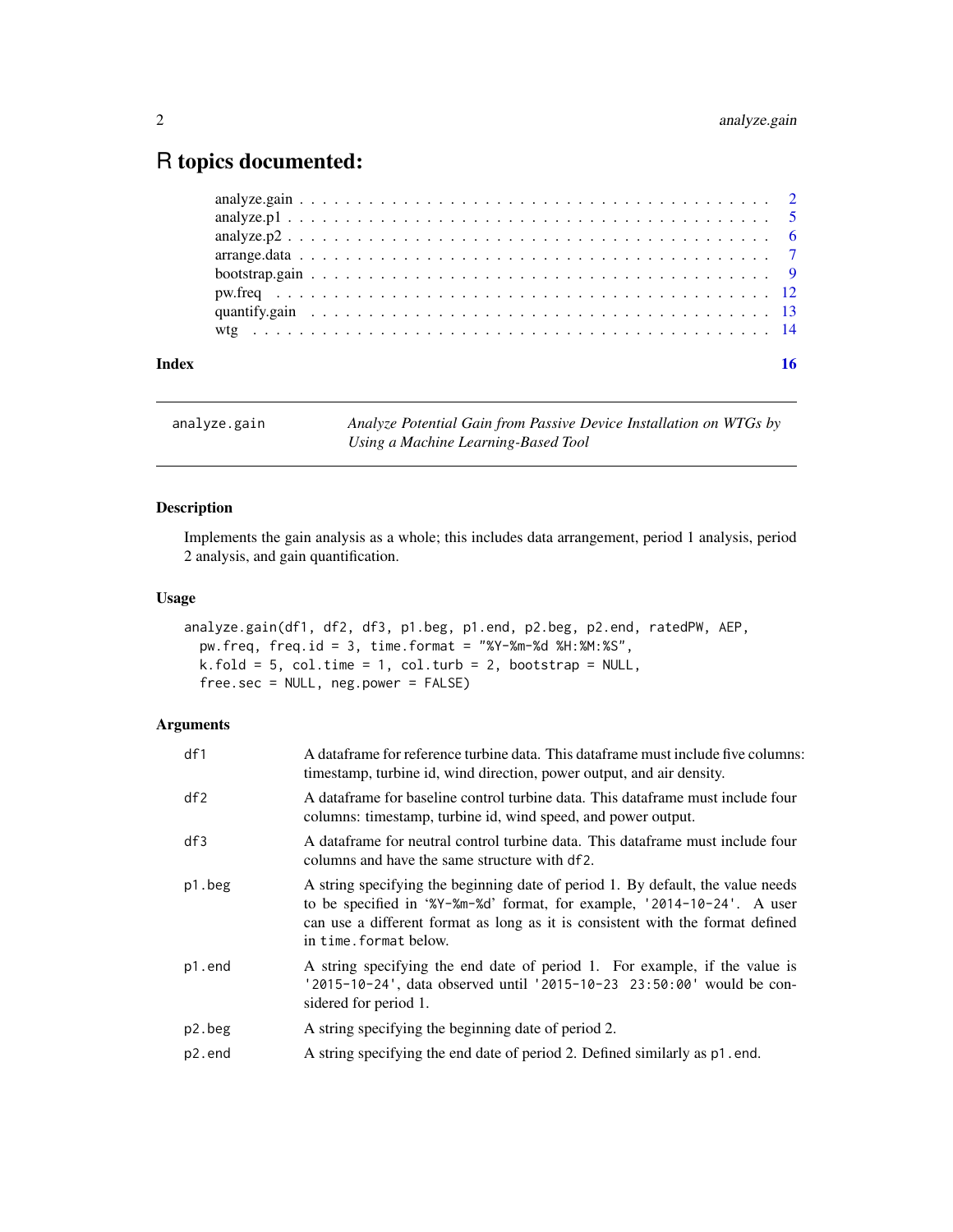# R topics documented:

- analyze.gain . . . . . . . . . . . . . . . . . . . . . . . . . . . . . . . . . . . . . . . . . 2
- analyze.p1 . . . . . . . . . . . . . . . . . . . . . . . . . . . . . . . . . . . . . . . . . . 5
- analyze.p2 . . . . . . . . . . . . . . . . . . . . . . . . . . . . . . . . . . . . . . . . . . 6
- arrange.data . . . . . . . . . . . . . . . . . . . . . . . . . . . . . . . . . . . . . . . . . 7
- bootstrap.gain . . . . . . . . . . . . . . . . . . . . . . . . . . . . . . . . . . . . . . . . 9
- pw.freq . . . . . . . . . . . . . . . . . . . . . . . . . . . . . . . . . . . . . . . . . . . 12
- quantify.gain . . . . . . . . . . . . . . . . . . . . . . . . . . . . . . . . . . . . . . . . 13
- wtg . . . . . . . . . . . . . . . . . . . . . . . . . . . . . . . . . . . . . . . . . . . . . 14

**Index** 16

---

## analyze.gain — *Analyze Potential Gain from Passive Device Installation on WTGs by Using a Machine Learning-Based Tool*

### Description

Implements the gain analysis as a whole; this includes data arrangement, period 1 analysis, period 2 analysis, and gain quantification.

### Usage

```
analyze.gain(df1, df2, df3, p1.beg, p1.end, p2.beg, p2.end, ratedPW, AEP,
  pw.freq, freq.id = 3, time.format = "%Y-%m-%d %H:%M:%S",
  k.fold = 5, col.time = 1, col.turb = 2, bootstrap = NULL,
  free.sec = NULL, neg.power = FALSE)
```

### Arguments

| Argument | Description |
|---|---|
| `df1` | A dataframe for reference turbine data. This dataframe must include five columns: timestamp, turbine id, wind direction, power output, and air density. |
| `df2` | A dataframe for baseline control turbine data. This dataframe must include four columns: timestamp, turbine id, wind speed, and power output. |
| `df3` | A dataframe for neutral control turbine data. This dataframe must include four columns and have the same structure with `df2`. |
| `p1.beg` | A string specifying the beginning date of period 1. By default, the value needs to be specified in '%Y-%m-%d' format, for example, `'2014-10-24'`. A user can use a different format as long as it is consistent with the format defined in `time.format` below. |
| `p1.end` | A string specifying the end date of period 1. For example, if the value is `'2015-10-24'`, data observed until `'2015-10-23 23:50:00'` would be considered for period 1. |
| `p2.beg` | A string specifying the beginning date of period 2. |
| `p2.end` | A string specifying the end date of period 2. Defined similarly as `p1.end`. |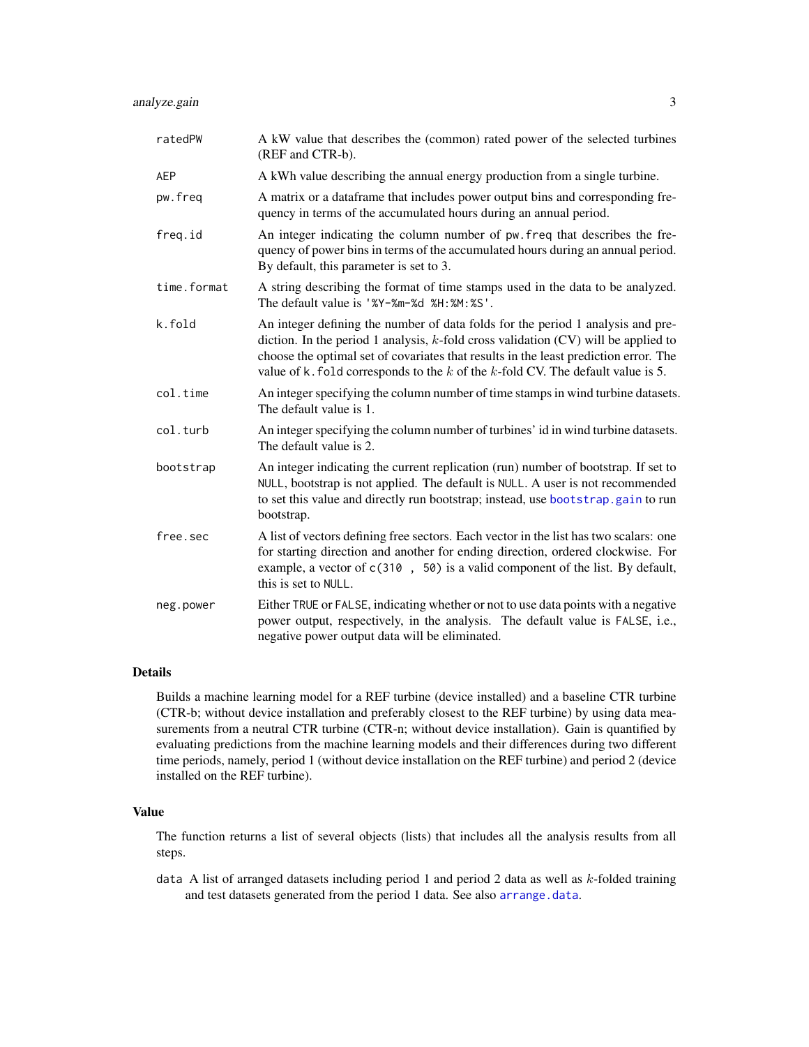| | |
|---|---|
| `ratedPW` | A kW value that describes the (common) rated power of the selected turbines (REF and CTR-b). |
| `AEP` | A kWh value describing the annual energy production from a single turbine. |
| `pw.freq` | A matrix or a dataframe that includes power output bins and corresponding frequency in terms of the accumulated hours during an annual period. |
| `freq.id` | An integer indicating the column number of `pw.freq` that describes the frequency of power bins in terms of the accumulated hours during an annual period. By default, this parameter is set to 3. |
| `time.format` | A string describing the format of time stamps used in the data to be analyzed. The default value is `'%Y-%m-%d %H:%M:%S'`. |
| `k.fold` | An integer defining the number of data folds for the period 1 analysis and prediction. In the period 1 analysis, $k$-fold cross validation (CV) will be applied to choose the optimal set of covariates that results in the least prediction error. The value of `k.fold` corresponds to the $k$ of the $k$-fold CV. The default value is 5. |
| `col.time` | An integer specifying the column number of time stamps in wind turbine datasets. The default value is 1. |
| `col.turb` | An integer specifying the column number of turbines' id in wind turbine datasets. The default value is 2. |
| `bootstrap` | An integer indicating the current replication (run) number of bootstrap. If set to `NULL`, bootstrap is not applied. The default is `NULL`. A user is not recommended to set this value and directly run bootstrap; instead, use `bootstrap.gain` to run bootstrap. |
| `free.sec` | A list of vectors defining free sectors. Each vector in the list has two scalars: one for starting direction and another for ending direction, ordered clockwise. For example, a vector of `c(310 , 50)` is a valid component of the list. By default, this is set to `NULL`. |
| `neg.power` | Either `TRUE` or `FALSE`, indicating whether or not to use data points with a negative power output, respectively, in the analysis. The default value is `FALSE`, i.e., negative power output data will be eliminated. |

## Details

Builds a machine learning model for a REF turbine (device installed) and a baseline CTR turbine (CTR-b; without device installation and preferably closest to the REF turbine) by using data measurements from a neutral CTR turbine (CTR-n; without device installation). Gain is quantified by evaluating predictions from the machine learning models and their differences during two different time periods, namely, period 1 (without device installation on the REF turbine) and period 2 (device installed on the REF turbine).

## Value

The function returns a list of several objects (lists) that includes all the analysis results from all steps.

`data` A list of arranged datasets including period 1 and period 2 data as well as $k$-folded training and test datasets generated from the period 1 data. See also `arrange.data`.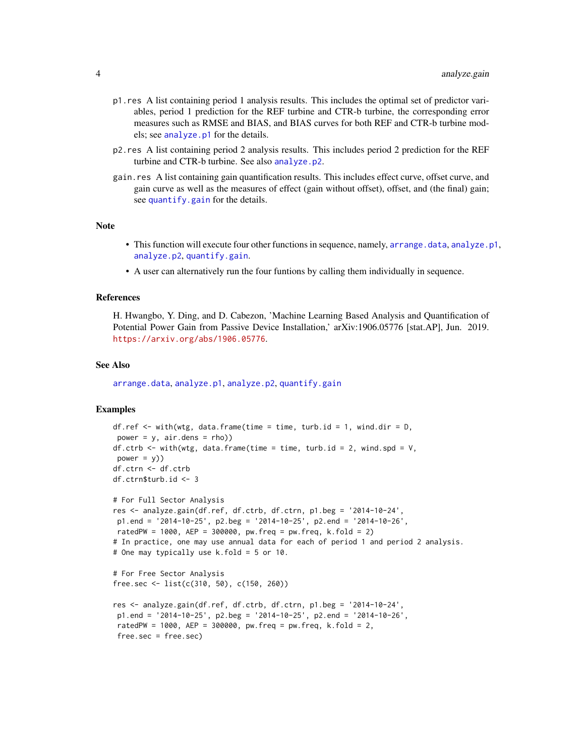p1.res A list containing period 1 analysis results. This includes the optimal set of predictor variables, period 1 prediction for the REF turbine and CTR-b turbine, the corresponding error measures such as RMSE and BIAS, and BIAS curves for both REF and CTR-b turbine models; see analyze.p1 for the details.

p2.res A list containing period 2 analysis results. This includes period 2 prediction for the REF turbine and CTR-b turbine. See also analyze.p2.

gain.res A list containing gain quantification results. This includes effect curve, offset curve, and gain curve as well as the measures of effect (gain without offset), offset, and (the final) gain; see quantify.gain for the details.

## Note

- This function will execute four other functions in sequence, namely, arrange.data, analyze.p1, analyze.p2, quantify.gain.
- A user can alternatively run the four funtions by calling them individually in sequence.

## References

H. Hwangbo, Y. Ding, and D. Cabezon, 'Machine Learning Based Analysis and Quantification of Potential Power Gain from Passive Device Installation,' arXiv:1906.05776 [stat.AP], Jun. 2019. https://arxiv.org/abs/1906.05776.

## See Also

arrange.data, analyze.p1, analyze.p2, quantify.gain

## Examples

```
df.ref <- with(wtg, data.frame(time = time, turb.id = 1, wind.dir = D,
 power = y, air.dens = rho))
df.ctrb <- with(wtg, data.frame(time = time, turb.id = 2, wind.spd = V,
 power = y))
df.ctrn <- df.ctrb
df.ctrn$turb.id <- 3

# For Full Sector Analysis
res <- analyze.gain(df.ref, df.ctrb, df.ctrn, p1.beg = '2014-10-24',
 p1.end = '2014-10-25', p2.beg = '2014-10-25', p2.end = '2014-10-26',
 ratedPW = 1000, AEP = 300000, pw.freq = pw.freq, k.fold = 2)
# In practice, one may use annual data for each of period 1 and period 2 analysis.
# One may typically use k.fold = 5 or 10.

# For Free Sector Analysis
free.sec <- list(c(310, 50), c(150, 260))

res <- analyze.gain(df.ref, df.ctrb, df.ctrn, p1.beg = '2014-10-24',
 p1.end = '2014-10-25', p2.beg = '2014-10-25', p2.end = '2014-10-26',
 ratedPW = 1000, AEP = 300000, pw.freq = pw.freq, k.fold = 2,
 free.sec = free.sec)
```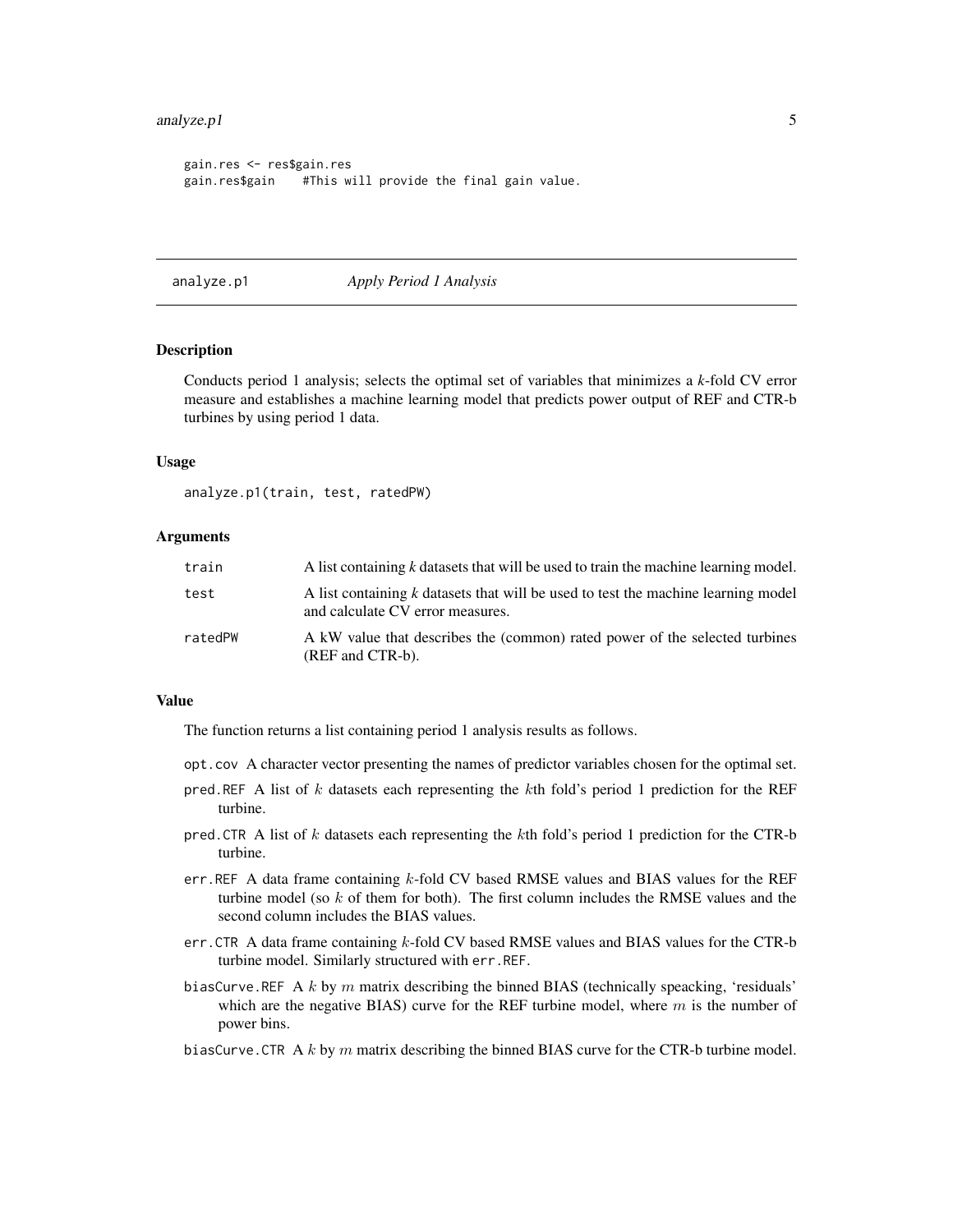```
gain.res <- res$gain.res
gain.res$gain    #This will provide the final gain value.
```

## analyze.p1 *Apply Period 1 Analysis*

### Description

Conducts period 1 analysis; selects the optimal set of variables that minimizes a *k*-fold CV error measure and establishes a machine learning model that predicts power output of REF and CTR-b turbines by using period 1 data.

### Usage

```
analyze.p1(train, test, ratedPW)
```

### Arguments

| | |
|---|---|
| `train` | A list containing *k* datasets that will be used to train the machine learning model. |
| `test` | A list containing *k* datasets that will be used to test the machine learning model and calculate CV error measures. |
| `ratedPW` | A kW value that describes the (common) rated power of the selected turbines (REF and CTR-b). |

### Value

The function returns a list containing period 1 analysis results as follows.

- `opt.cov` A character vector presenting the names of predictor variables chosen for the optimal set.
- `pred.REF` A list of $k$ datasets each representing the $k$th fold's period 1 prediction for the REF turbine.
- `pred.CTR` A list of $k$ datasets each representing the $k$th fold's period 1 prediction for the CTR-b turbine.
- `err.REF` A data frame containing $k$-fold CV based RMSE values and BIAS values for the REF turbine model (so $k$ of them for both). The first column includes the RMSE values and the second column includes the BIAS values.
- `err.CTR` A data frame containing $k$-fold CV based RMSE values and BIAS values for the CTR-b turbine model. Similarly structured with `err.REF`.
- `biasCurve.REF` A $k$ by $m$ matrix describing the binned BIAS (technically speacking, 'residuals' which are the negative BIAS) curve for the REF turbine model, where $m$ is the number of power bins.
- `biasCurve.CTR` A $k$ by $m$ matrix describing the binned BIAS curve for the CTR-b turbine model.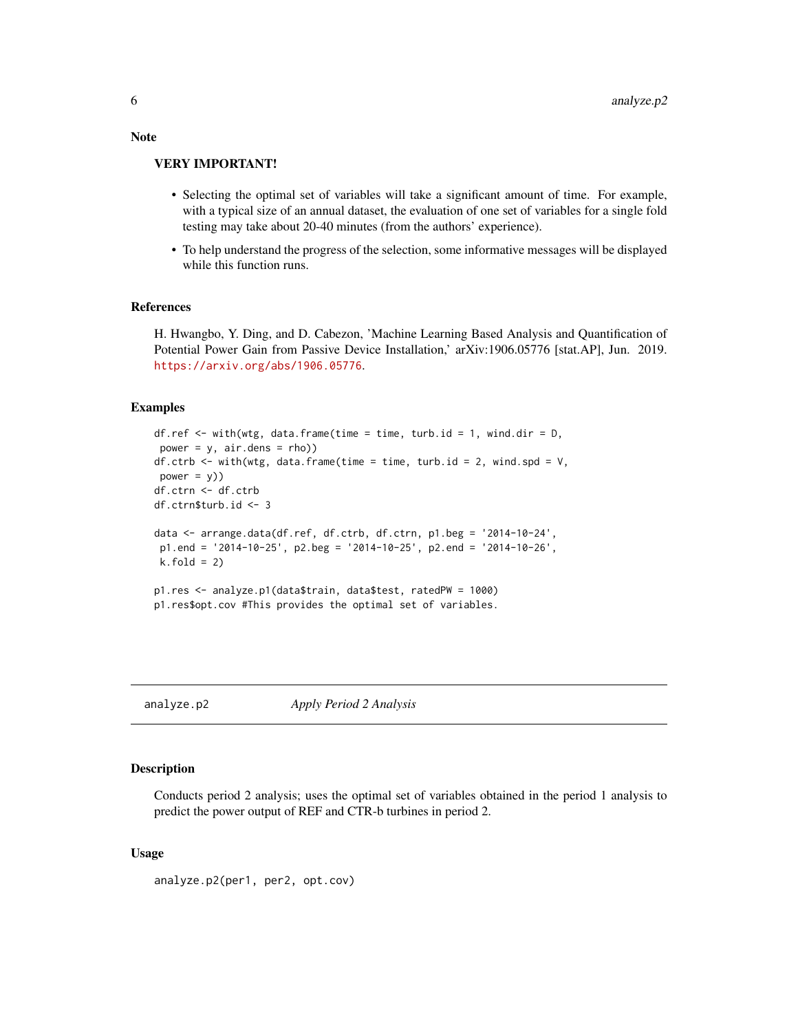### Note

**VERY IMPORTANT!**

- Selecting the optimal set of variables will take a significant amount of time. For example, with a typical size of an annual dataset, the evaluation of one set of variables for a single fold testing may take about 20-40 minutes (from the authors' experience).
- To help understand the progress of the selection, some informative messages will be displayed while this function runs.

### References

H. Hwangbo, Y. Ding, and D. Cabezon, 'Machine Learning Based Analysis and Quantification of Potential Power Gain from Passive Device Installation,' arXiv:1906.05776 [stat.AP], Jun. 2019. https://arxiv.org/abs/1906.05776.

### Examples

```
df.ref <- with(wtg, data.frame(time = time, turb.id = 1, wind.dir = D,
 power = y, air.dens = rho))
df.ctrb <- with(wtg, data.frame(time = time, turb.id = 2, wind.spd = V,
 power = y))
df.ctrn <- df.ctrb
df.ctrn$turb.id <- 3

data <- arrange.data(df.ref, df.ctrb, df.ctrn, p1.beg = '2014-10-24',
 p1.end = '2014-10-25', p2.beg = '2014-10-25', p2.end = '2014-10-26',
 k.fold = 2)

p1.res <- analyze.p1(data$train, data$test, ratedPW = 1000)
p1.res$opt.cov #This provides the optimal set of variables.
```

---

## analyze.p2 *Apply Period 2 Analysis*

---

### Description

Conducts period 2 analysis; uses the optimal set of variables obtained in the period 1 analysis to predict the power output of REF and CTR-b turbines in period 2.

### Usage

```
analyze.p2(per1, per2, opt.cov)
```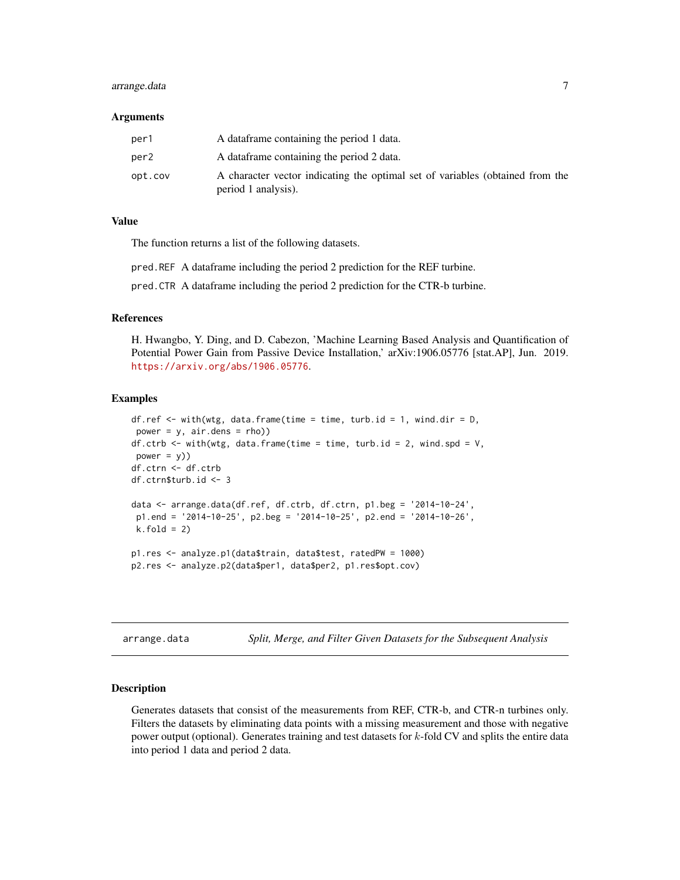### Arguments

| | |
|---|---|
| per1 | A dataframe containing the period 1 data. |
| per2 | A dataframe containing the period 2 data. |
| opt.cov | A character vector indicating the optimal set of variables (obtained from the period 1 analysis). |

### Value

The function returns a list of the following datasets.

pred.REF A dataframe including the period 2 prediction for the REF turbine.

pred.CTR A dataframe including the period 2 prediction for the CTR-b turbine.

### References

H. Hwangbo, Y. Ding, and D. Cabezon, 'Machine Learning Based Analysis and Quantification of Potential Power Gain from Passive Device Installation,' arXiv:1906.05776 [stat.AP], Jun. 2019. https://arxiv.org/abs/1906.05776.

### Examples

```
df.ref <- with(wtg, data.frame(time = time, turb.id = 1, wind.dir = D,
 power = y, air.dens = rho))
df.ctrb <- with(wtg, data.frame(time = time, turb.id = 2, wind.spd = V,
 power = y))
df.ctrn <- df.ctrb
df.ctrn$turb.id <- 3

data <- arrange.data(df.ref, df.ctrb, df.ctrn, p1.beg = '2014-10-24',
 p1.end = '2014-10-25', p2.beg = '2014-10-25', p2.end = '2014-10-26',
 k.fold = 2)

p1.res <- analyze.p1(data$train, data$test, ratedPW = 1000)
p2.res <- analyze.p2(data$per1, data$per2, p1.res$opt.cov)
```

---

## arrange.data — *Split, Merge, and Filter Given Datasets for the Subsequent Analysis*

### Description

Generates datasets that consist of the measurements from REF, CTR-b, and CTR-n turbines only. Filters the datasets by eliminating data points with a missing measurement and those with negative power output (optional). Generates training and test datasets for $k$-fold CV and splits the entire data into period 1 data and period 2 data.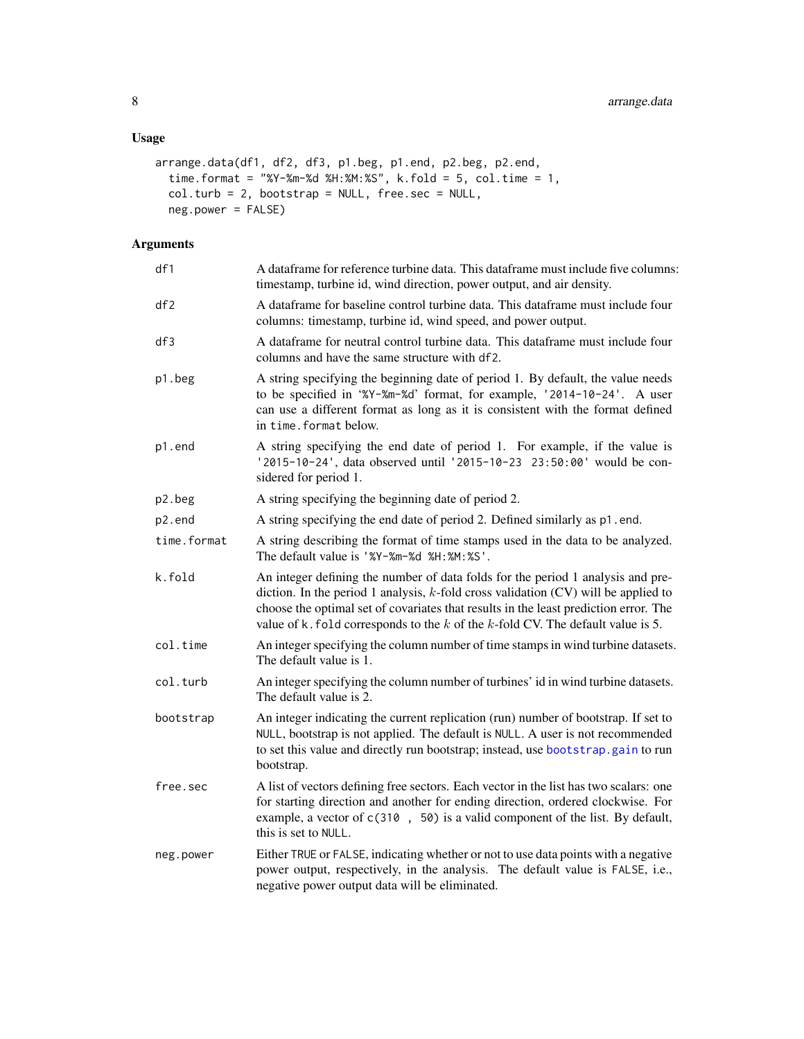## Usage

```
arrange.data(df1, df2, df3, p1.beg, p1.end, p2.beg, p2.end,
  time.format = "%Y-%m-%d %H:%M:%S", k.fold = 5, col.time = 1,
  col.turb = 2, bootstrap = NULL, free.sec = NULL,
  neg.power = FALSE)
```

## Arguments

| Argument | Description |
|---|---|
| `df1` | A dataframe for reference turbine data. This dataframe must include five columns: timestamp, turbine id, wind direction, power output, and air density. |
| `df2` | A dataframe for baseline control turbine data. This dataframe must include four columns: timestamp, turbine id, wind speed, and power output. |
| `df3` | A dataframe for neutral control turbine data. This dataframe must include four columns and have the same structure with `df2`. |
| `p1.beg` | A string specifying the beginning date of period 1. By default, the value needs to be specified in '%Y-%m-%d' format, for example, `'2014-10-24'`. A user can use a different format as long as it is consistent with the format defined in `time.format` below. |
| `p1.end` | A string specifying the end date of period 1. For example, if the value is `'2015-10-24'`, data observed until `'2015-10-23 23:50:00'` would be considered for period 1. |
| `p2.beg` | A string specifying the beginning date of period 2. |
| `p2.end` | A string specifying the end date of period 2. Defined similarly as `p1.end`. |
| `time.format` | A string describing the format of time stamps used in the data to be analyzed. The default value is `'%Y-%m-%d %H:%M:%S'`. |
| `k.fold` | An integer defining the number of data folds for the period 1 analysis and prediction. In the period 1 analysis, $k$-fold cross validation (CV) will be applied to choose the optimal set of covariates that results in the least prediction error. The value of `k.fold` corresponds to the $k$ of the $k$-fold CV. The default value is 5. |
| `col.time` | An integer specifying the column number of time stamps in wind turbine datasets. The default value is 1. |
| `col.turb` | An integer specifying the column number of turbines' id in wind turbine datasets. The default value is 2. |
| `bootstrap` | An integer indicating the current replication (run) number of bootstrap. If set to `NULL`, bootstrap is not applied. The default is `NULL`. A user is not recommended to set this value and directly run bootstrap; instead, use `bootstrap.gain` to run bootstrap. |
| `free.sec` | A list of vectors defining free sectors. Each vector in the list has two scalars: one for starting direction and another for ending direction, ordered clockwise. For example, a vector of `c(310 , 50)` is a valid component of the list. By default, this is set to `NULL`. |
| `neg.power` | Either `TRUE` or `FALSE`, indicating whether or not to use data points with a negative power output, respectively, in the analysis. The default value is `FALSE`, i.e., negative power output data will be eliminated. |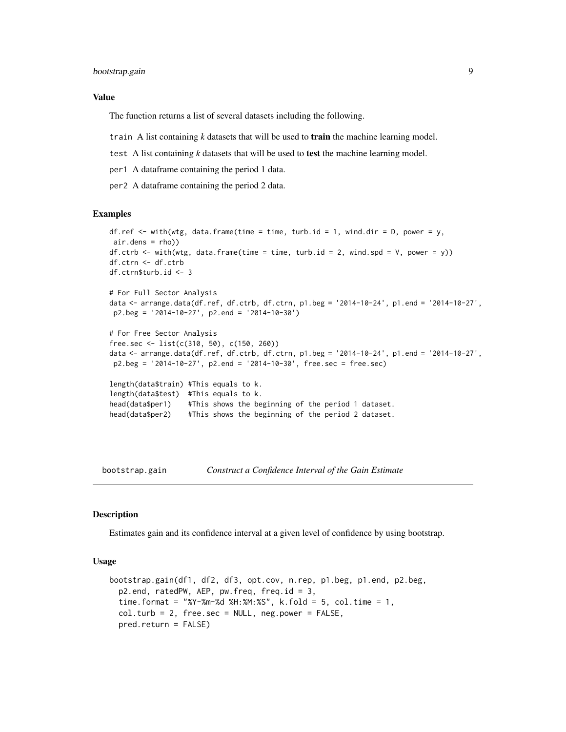### Value

The function returns a list of several datasets including the following.

- `train` A list containing *k* datasets that will be used to **train** the machine learning model.
- `test` A list containing *k* datasets that will be used to **test** the machine learning model.
- `per1` A dataframe containing the period 1 data.
- `per2` A dataframe containing the period 2 data.

### Examples

```
df.ref <- with(wtg, data.frame(time = time, turb.id = 1, wind.dir = D, power = y,
 air.dens = rho))
df.ctrb <- with(wtg, data.frame(time = time, turb.id = 2, wind.spd = V, power = y))
df.ctrn <- df.ctrb
df.ctrn$turb.id <- 3

# For Full Sector Analysis
data <- arrange.data(df.ref, df.ctrb, df.ctrn, p1.beg = '2014-10-24', p1.end = '2014-10-27',
 p2.beg = '2014-10-27', p2.end = '2014-10-30')

# For Free Sector Analysis
free.sec <- list(c(310, 50), c(150, 260))
data <- arrange.data(df.ref, df.ctrb, df.ctrn, p1.beg = '2014-10-24', p1.end = '2014-10-27',
 p2.beg = '2014-10-27', p2.end = '2014-10-30', free.sec = free.sec)

length(data$train) #This equals to k.
length(data$test)  #This equals to k.
head(data$per1)    #This shows the beginning of the period 1 dataset.
head(data$per2)    #This shows the beginning of the period 2 dataset.
```

---

## bootstrap.gain — *Construct a Confidence Interval of the Gain Estimate*

### Description

Estimates gain and its confidence interval at a given level of confidence by using bootstrap.

### Usage

```
bootstrap.gain(df1, df2, df3, opt.cov, n.rep, p1.beg, p1.end, p2.beg,
  p2.end, ratedPW, AEP, pw.freq, freq.id = 3,
  time.format = "%Y-%m-%d %H:%M:%S", k.fold = 5, col.time = 1,
  col.turb = 2, free.sec = NULL, neg.power = FALSE,
  pred.return = FALSE)
```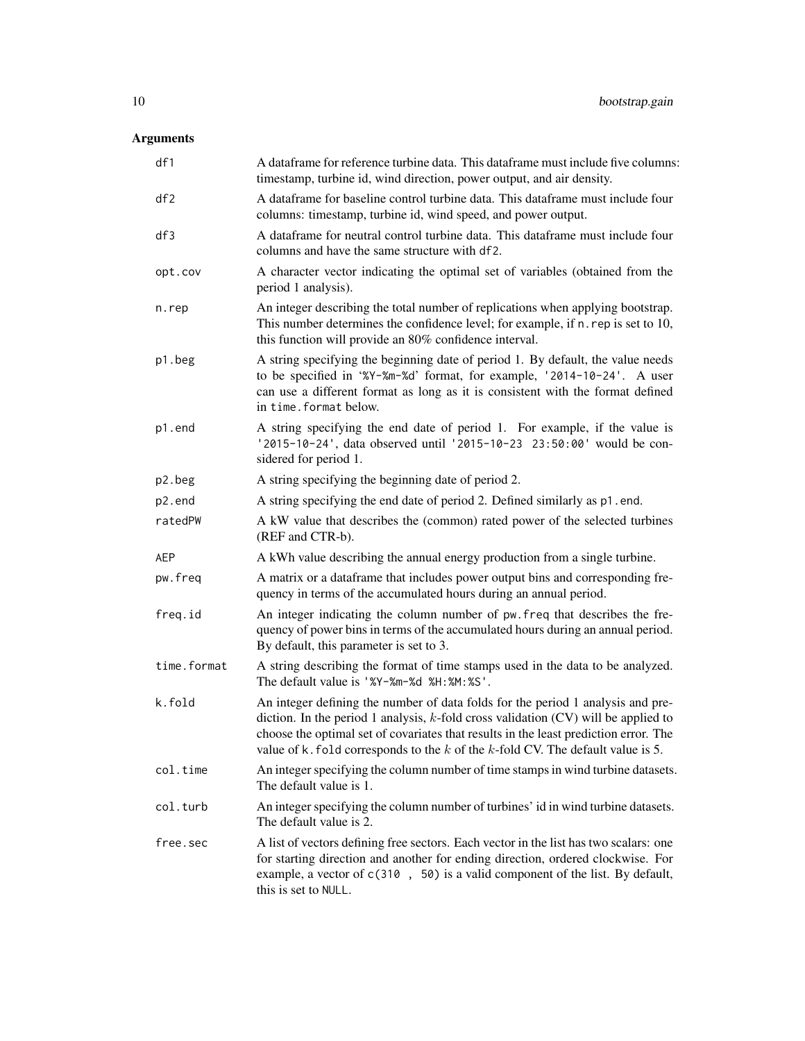## Arguments

| | |
|---|---|
| `df1` | A dataframe for reference turbine data. This dataframe must include five columns: timestamp, turbine id, wind direction, power output, and air density. |
| `df2` | A dataframe for baseline control turbine data. This dataframe must include four columns: timestamp, turbine id, wind speed, and power output. |
| `df3` | A dataframe for neutral control turbine data. This dataframe must include four columns and have the same structure with `df2`. |
| `opt.cov` | A character vector indicating the optimal set of variables (obtained from the period 1 analysis). |
| `n.rep` | An integer describing the total number of replications when applying bootstrap. This number determines the confidence level; for example, if `n.rep` is set to 10, this function will provide an 80% confidence interval. |
| `p1.beg` | A string specifying the beginning date of period 1. By default, the value needs to be specified in '%Y-%m-%d' format, for example, `'2014-10-24'`. A user can use a different format as long as it is consistent with the format defined in `time.format` below. |
| `p1.end` | A string specifying the end date of period 1. For example, if the value is `'2015-10-24'`, data observed until `'2015-10-23 23:50:00'` would be considered for period 1. |
| `p2.beg` | A string specifying the beginning date of period 2. |
| `p2.end` | A string specifying the end date of period 2. Defined similarly as `p1.end`. |
| `ratedPW` | A kW value that describes the (common) rated power of the selected turbines (REF and CTR-b). |
| `AEP` | A kWh value describing the annual energy production from a single turbine. |
| `pw.freq` | A matrix or a dataframe that includes power output bins and corresponding frequency in terms of the accumulated hours during an annual period. |
| `freq.id` | An integer indicating the column number of `pw.freq` that describes the frequency of power bins in terms of the accumulated hours during an annual period. By default, this parameter is set to 3. |
| `time.format` | A string describing the format of time stamps used in the data to be analyzed. The default value is `'%Y-%m-%d %H:%M:%S'`. |
| `k.fold` | An integer defining the number of data folds for the period 1 analysis and prediction. In the period 1 analysis, $k$-fold cross validation (CV) will be applied to choose the optimal set of covariates that results in the least prediction error. The value of `k.fold` corresponds to the $k$ of the $k$-fold CV. The default value is 5. |
| `col.time` | An integer specifying the column number of time stamps in wind turbine datasets. The default value is 1. |
| `col.turb` | An integer specifying the column number of turbines' id in wind turbine datasets. The default value is 2. |
| `free.sec` | A list of vectors defining free sectors. Each vector in the list has two scalars: one for starting direction and another for ending direction, ordered clockwise. For example, a vector of `c(310 , 50)` is a valid component of the list. By default, this is set to `NULL`. |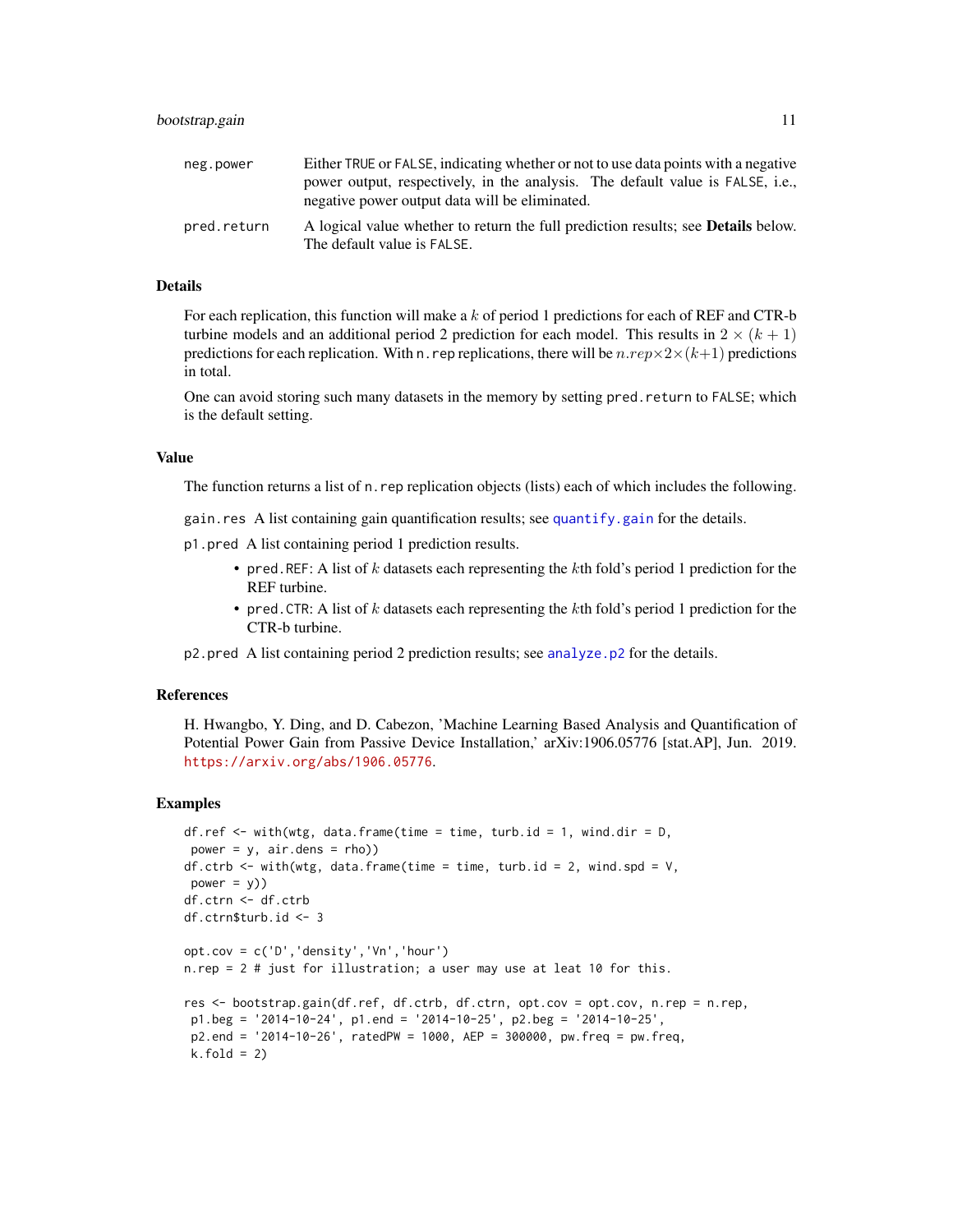neg.power Either TRUE or FALSE, indicating whether or not to use data points with a negative power output, respectively, in the analysis. The default value is FALSE, i.e., negative power output data will be eliminated.

pred.return A logical value whether to return the full prediction results; see **Details** below. The default value is FALSE.

## Details

For each replication, this function will make a $k$ of period 1 predictions for each of REF and CTR-b turbine models and an additional period 2 prediction for each model. This results in $2 \times (k+1)$ predictions for each replication. With n.rep replications, there will be $n.rep \times 2 \times (k+1)$ predictions in total.

One can avoid storing such many datasets in the memory by setting pred.return to FALSE; which is the default setting.

## Value

The function returns a list of n.rep replication objects (lists) each of which includes the following.

gain.res A list containing gain quantification results; see quantify.gain for the details.

p1.pred A list containing period 1 prediction results.

- pred.REF: A list of $k$ datasets each representing the $k$th fold's period 1 prediction for the REF turbine.
- pred.CTR: A list of $k$ datasets each representing the $k$th fold's period 1 prediction for the CTR-b turbine.

p2.pred A list containing period 2 prediction results; see analyze.p2 for the details.

## References

H. Hwangbo, Y. Ding, and D. Cabezon, 'Machine Learning Based Analysis and Quantification of Potential Power Gain from Passive Device Installation,' arXiv:1906.05776 [stat.AP], Jun. 2019. https://arxiv.org/abs/1906.05776.

## Examples

```
df.ref <- with(wtg, data.frame(time = time, turb.id = 1, wind.dir = D,
 power = y, air.dens = rho))
df.ctrb <- with(wtg, data.frame(time = time, turb.id = 2, wind.spd = V,
 power = y))
df.ctrn <- df.ctrb
df.ctrn$turb.id <- 3

opt.cov = c('D','density','Vn','hour')
n.rep = 2 # just for illustration; a user may use at leat 10 for this.

res <- bootstrap.gain(df.ref, df.ctrb, df.ctrn, opt.cov = opt.cov, n.rep = n.rep,
 p1.beg = '2014-10-24', p1.end = '2014-10-25', p2.beg = '2014-10-25',
 p2.end = '2014-10-26', ratedPW = 1000, AEP = 300000, pw.freq = pw.freq,
 k.fold = 2)
```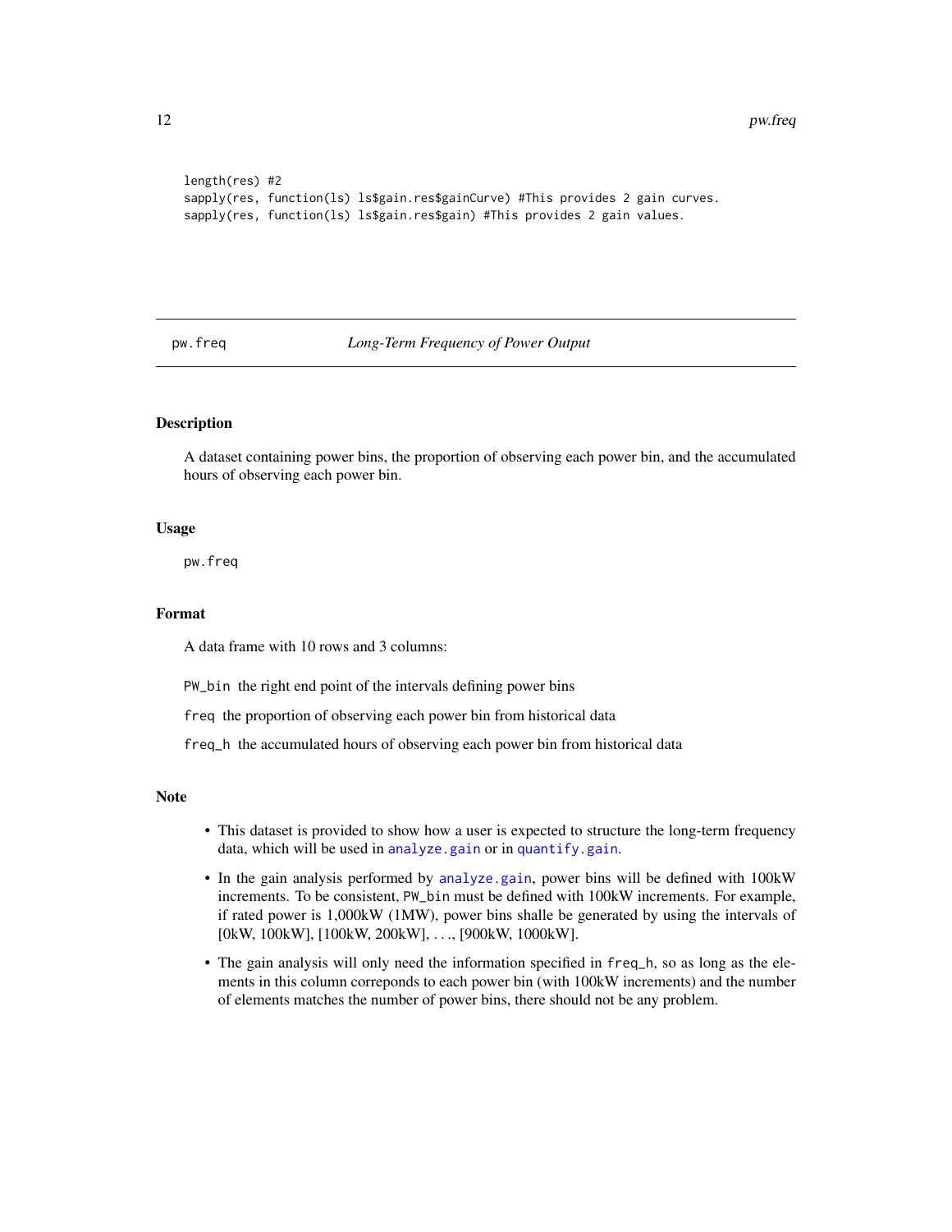```
length(res) #2
sapply(res, function(ls) ls$gain.res$gainCurve) #This provides 2 gain curves.
sapply(res, function(ls) ls$gain.res$gain) #This provides 2 gain values.
```

---

## pw.freq — *Long-Term Frequency of Power Output*

### Description

A dataset containing power bins, the proportion of observing each power bin, and the accumulated hours of observing each power bin.

### Usage

```
pw.freq
```

### Format

A data frame with 10 rows and 3 columns:

`PW_bin` the right end point of the intervals defining power bins

`freq` the proportion of observing each power bin from historical data

`freq_h` the accumulated hours of observing each power bin from historical data

### Note

- This dataset is provided to show how a user is expected to structure the long-term frequency data, which will be used in `analyze.gain` or in `quantify.gain`.
- In the gain analysis performed by `analyze.gain`, power bins will be defined with 100kW increments. To be consistent, `PW_bin` must be defined with 100kW increments. For example, if rated power is 1,000kW (1MW), power bins shalle be generated by using the intervals of [0kW, 100kW], [100kW, 200kW], . . ., [900kW, 1000kW].
- The gain analysis will only need the information specified in `freq_h`, so as long as the elements in this column correponds to each power bin (with 100kW increments) and the number of elements matches the number of power bins, there should not be any problem.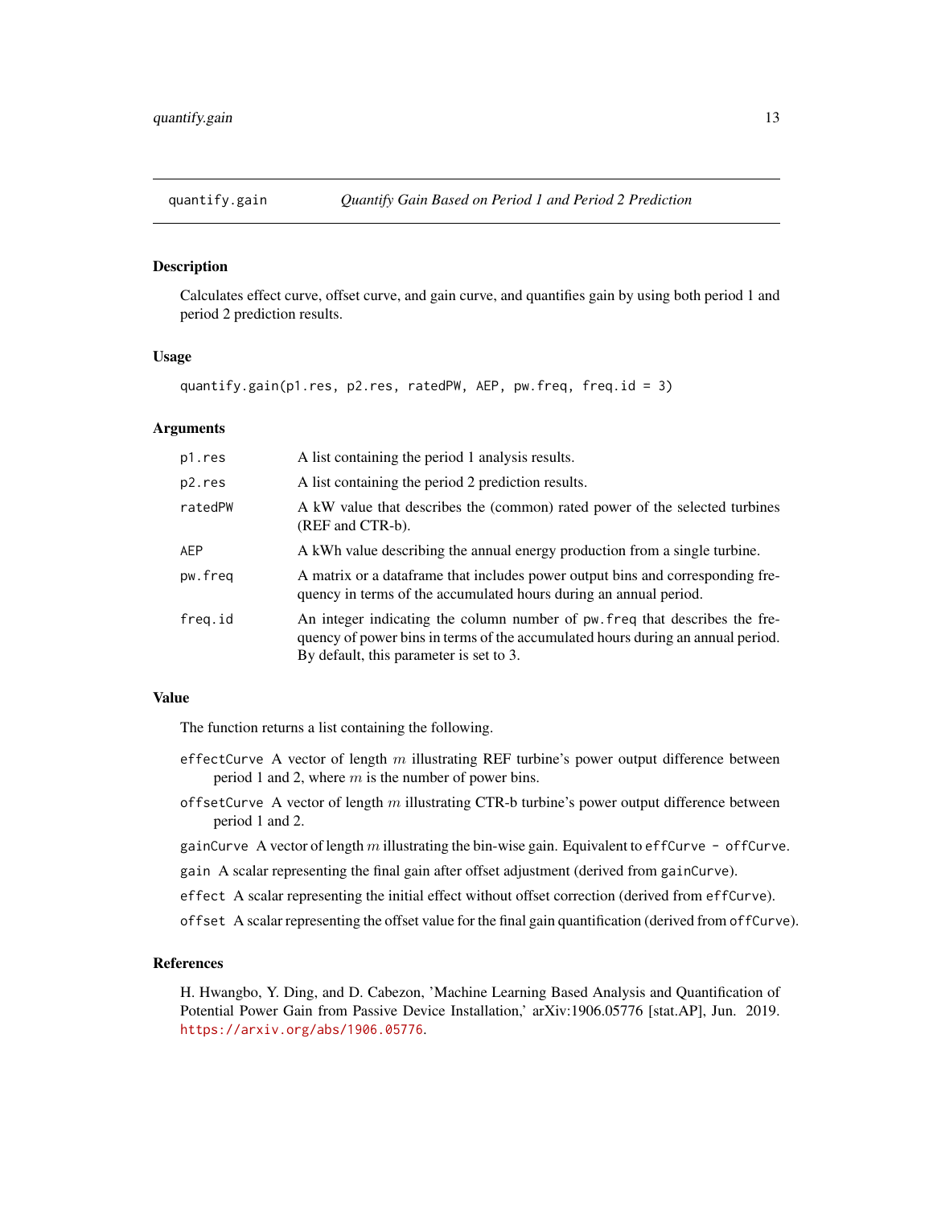# quantify.gain — *Quantify Gain Based on Period 1 and Period 2 Prediction*

## Description

Calculates effect curve, offset curve, and gain curve, and quantifies gain by using both period 1 and period 2 prediction results.

## Usage

```
quantify.gain(p1.res, p2.res, ratedPW, AEP, pw.freq, freq.id = 3)
```

## Arguments

| | |
|---|---|
| `p1.res` | A list containing the period 1 analysis results. |
| `p2.res` | A list containing the period 2 prediction results. |
| `ratedPW` | A kW value that describes the (common) rated power of the selected turbines (REF and CTR-b). |
| `AEP` | A kWh value describing the annual energy production from a single turbine. |
| `pw.freq` | A matrix or a dataframe that includes power output bins and corresponding frequency in terms of the accumulated hours during an annual period. |
| `freq.id` | An integer indicating the column number of `pw.freq` that describes the frequency of power bins in terms of the accumulated hours during an annual period. By default, this parameter is set to 3. |

## Value

The function returns a list containing the following.

- `effectCurve` A vector of length $m$ illustrating REF turbine's power output difference between period 1 and 2, where $m$ is the number of power bins.
- `offsetCurve` A vector of length $m$ illustrating CTR-b turbine's power output difference between period 1 and 2.
- `gainCurve` A vector of length $m$ illustrating the bin-wise gain. Equivalent to `effCurve - offCurve`.
- `gain` A scalar representing the final gain after offset adjustment (derived from `gainCurve`).
- `effect` A scalar representing the initial effect without offset correction (derived from `effCurve`).
- `offset` A scalar representing the offset value for the final gain quantification (derived from `offCurve`).

## References

H. Hwangbo, Y. Ding, and D. Cabezon, 'Machine Learning Based Analysis and Quantification of Potential Power Gain from Passive Device Installation,' arXiv:1906.05776 [stat.AP], Jun. 2019. https://arxiv.org/abs/1906.05776.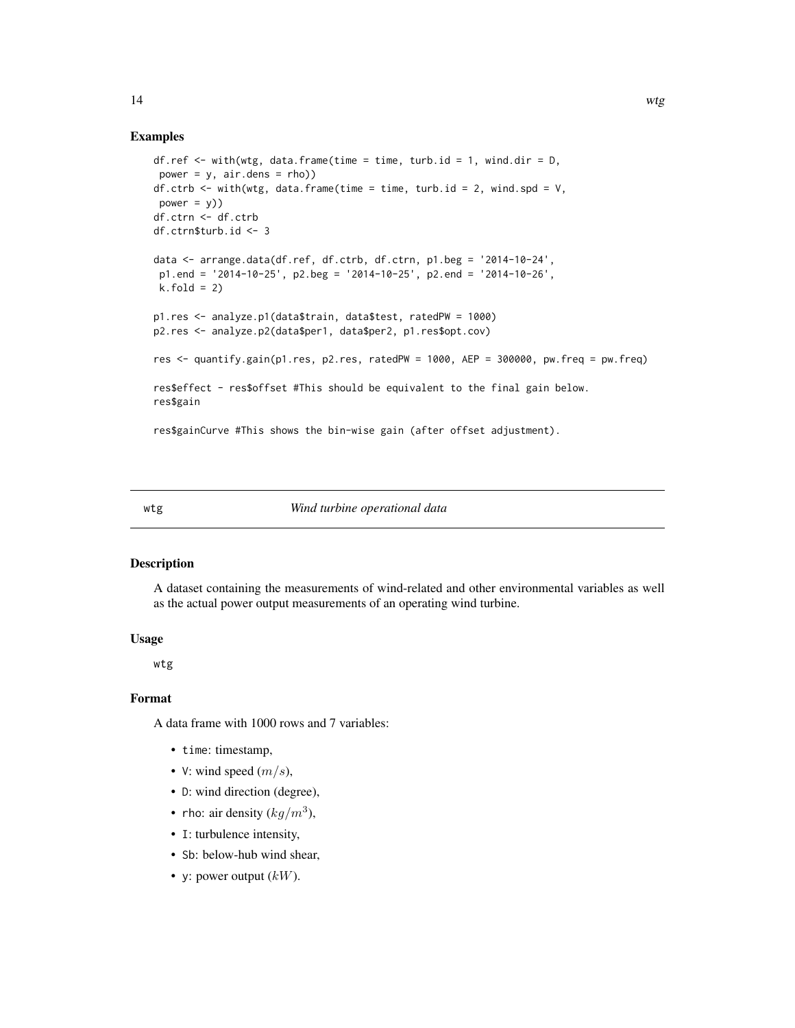### Examples

```
df.ref <- with(wtg, data.frame(time = time, turb.id = 1, wind.dir = D,
 power = y, air.dens = rho))
df.ctrb <- with(wtg, data.frame(time = time, turb.id = 2, wind.spd = V,
 power = y))
df.ctrn <- df.ctrb
df.ctrn$turb.id <- 3

data <- arrange.data(df.ref, df.ctrb, df.ctrn, p1.beg = '2014-10-24',
 p1.end = '2014-10-25', p2.beg = '2014-10-25', p2.end = '2014-10-26',
 k.fold = 2)

p1.res <- analyze.p1(data$train, data$test, ratedPW = 1000)
p2.res <- analyze.p2(data$per1, data$per2, p1.res$opt.cov)

res <- quantify.gain(p1.res, p2.res, ratedPW = 1000, AEP = 300000, pw.freq = pw.freq)

res$effect - res$offset #This should be equivalent to the final gain below.
res$gain

res$gainCurve #This shows the bin-wise gain (after offset adjustment).
```

---

## wtg *Wind turbine operational data*

### Description

A dataset containing the measurements of wind-related and other environmental variables as well as the actual power output measurements of an operating wind turbine.

### Usage

```
wtg
```

### Format

A data frame with 1000 rows and 7 variables:

- `time`: timestamp,
- `V`: wind speed ($m/s$),
- `D`: wind direction (degree),
- `rho`: air density ($kg/m^3$),
- `I`: turbulence intensity,
- `Sb`: below-hub wind shear,
- `y`: power output ($kW$).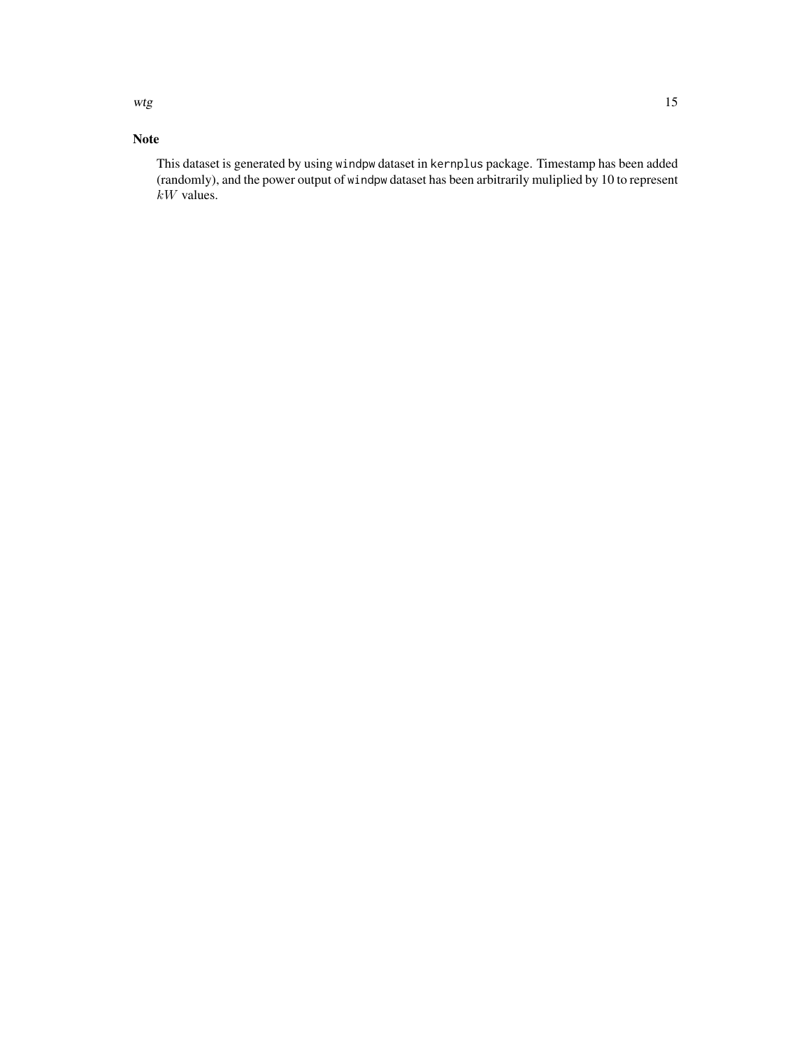## Note

This dataset is generated by using `windpw` dataset in `kernplus` package. Timestamp has been added (randomly), and the power output of `windpw` dataset has been arbitrarily muliplied by 10 to represent $kW$ values.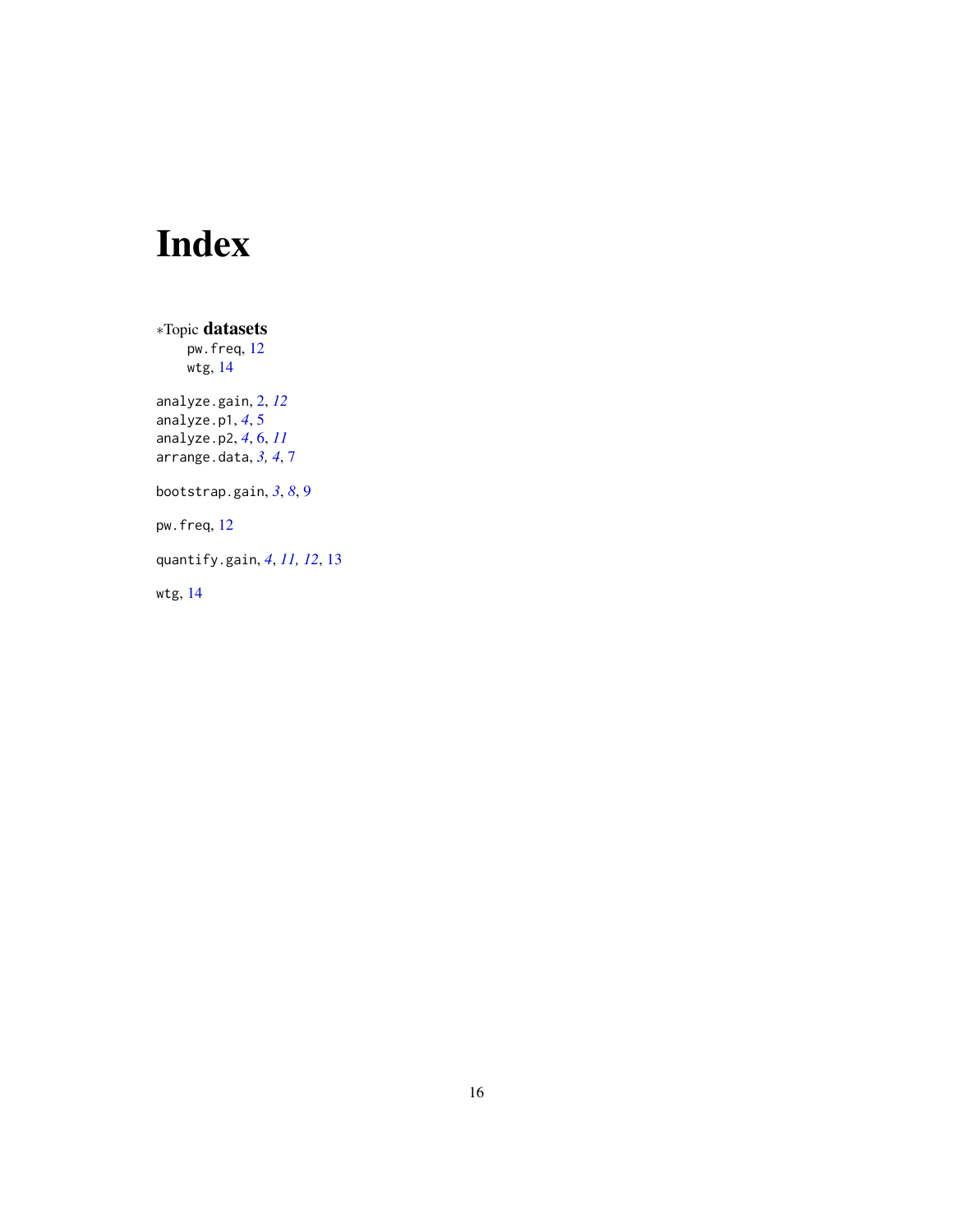# Index

∗Topic **datasets**

pw.freq, 12
wtg, 14

analyze.gain, 2, *12*
analyze.p1, *4*, 5
analyze.p2, *4*, 6, *11*
arrange.data, *3, 4*, 7

bootstrap.gain, *3*, *8*, 9

pw.freq, 12

quantify.gain, *4*, *11, 12*, 13

wtg, 14